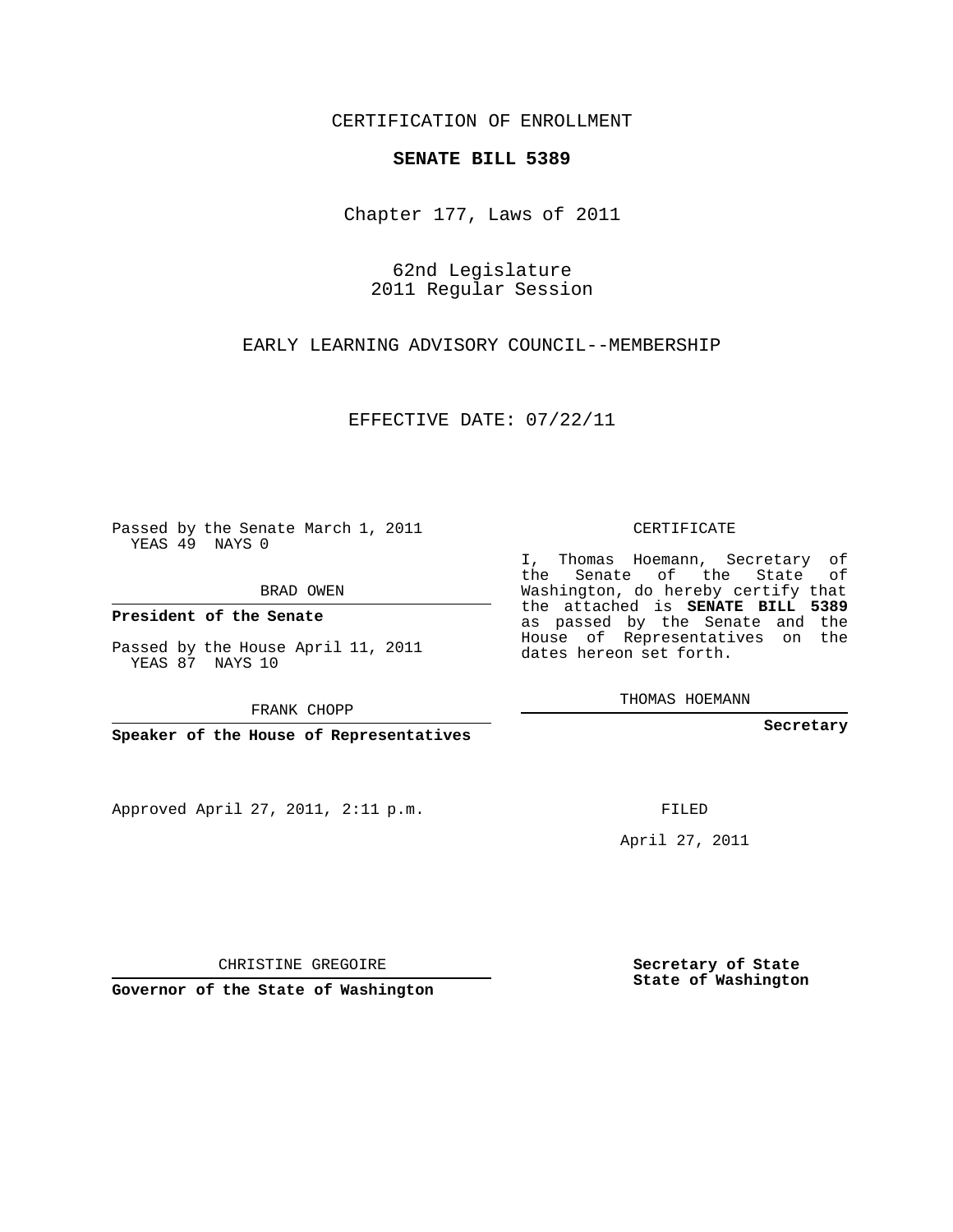CERTIFICATION OF ENROLLMENT

**SENATE BILL 5389**

Chapter 177, Laws of 2011

62nd Legislature
2011 Regular Session

EARLY LEARNING ADVISORY COUNCIL--MEMBERSHIP

EFFECTIVE DATE: 07/22/11

Passed by the Senate March 1, 2011
YEAS 49 NAYS 0

BRAD OWEN

**President of the Senate**

Passed by the House April 11, 2011
YEAS 87 NAYS 10

FRANK CHOPP

**Speaker of the House of Representatives**

Approved April 27, 2011, 2:11 p.m.

CHRISTINE GREGOIRE

**Governor of the State of Washington**

CERTIFICATE

I, Thomas Hoemann, Secretary of the Senate of the State of Washington, do hereby certify that the attached is **SENATE BILL 5389** as passed by the Senate and the House of Representatives on the dates hereon set forth.

THOMAS HOEMANN

**Secretary**

FILED

April 27, 2011

**Secretary of State**
**State of Washington**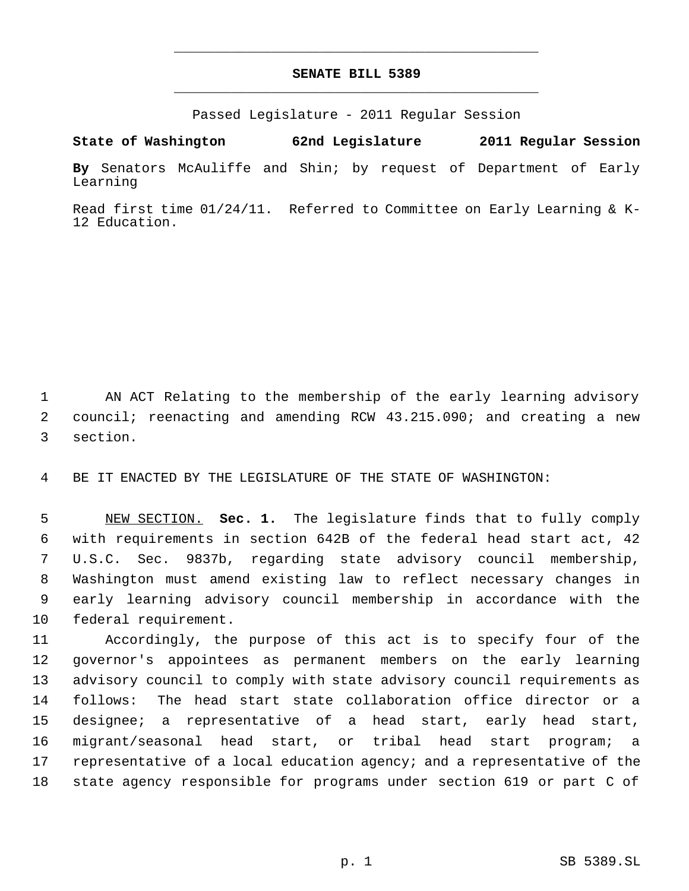# SENATE BILL 5389

Passed Legislature - 2011 Regular Session

**State of Washington 62nd Legislature 2011 Regular Session**

**By** Senators McAuliffe and Shin; by request of Department of Early Learning

Read first time 01/24/11. Referred to Committee on Early Learning & K-12 Education.

AN ACT Relating to the membership of the early learning advisory council; reenacting and amending RCW 43.215.090; and creating a new section.

BE IT ENACTED BY THE LEGISLATURE OF THE STATE OF WASHINGTON:

NEW SECTION. **Sec. 1.** The legislature finds that to fully comply with requirements in section 642B of the federal head start act, 42 U.S.C. Sec. 9837b, regarding state advisory council membership, Washington must amend existing law to reflect necessary changes in early learning advisory council membership in accordance with the federal requirement.

Accordingly, the purpose of this act is to specify four of the governor's appointees as permanent members on the early learning advisory council to comply with state advisory council requirements as follows: The head start state collaboration office director or a designee; a representative of a head start, early head start, migrant/seasonal head start, or tribal head start program; a representative of a local education agency; and a representative of the state agency responsible for programs under section 619 or part C of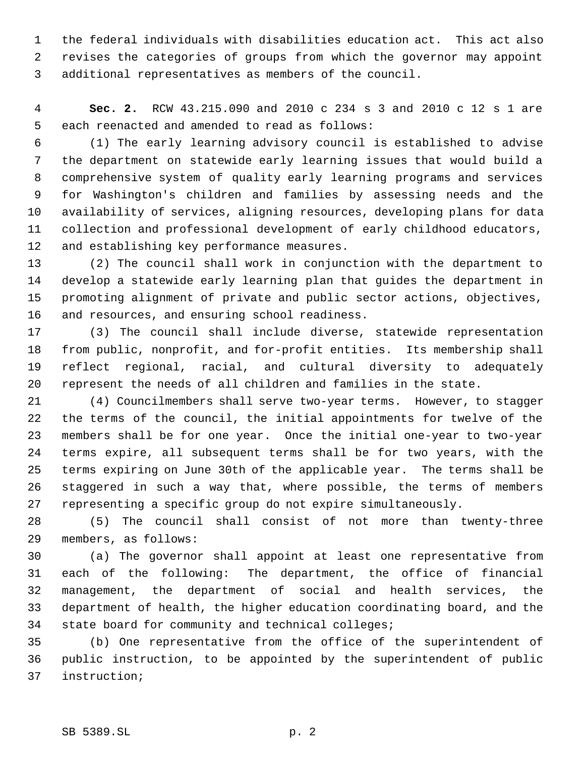the federal individuals with disabilities education act. This act also revises the categories of groups from which the governor may appoint additional representatives as members of the council.

**Sec. 2.** RCW 43.215.090 and 2010 c 234 s 3 and 2010 c 12 s 1 are each reenacted and amended to read as follows:

(1) The early learning advisory council is established to advise the department on statewide early learning issues that would build a comprehensive system of quality early learning programs and services for Washington's children and families by assessing needs and the availability of services, aligning resources, developing plans for data collection and professional development of early childhood educators, and establishing key performance measures.

(2) The council shall work in conjunction with the department to develop a statewide early learning plan that guides the department in promoting alignment of private and public sector actions, objectives, and resources, and ensuring school readiness.

(3) The council shall include diverse, statewide representation from public, nonprofit, and for-profit entities. Its membership shall reflect regional, racial, and cultural diversity to adequately represent the needs of all children and families in the state.

(4) Councilmembers shall serve two-year terms. However, to stagger the terms of the council, the initial appointments for twelve of the members shall be for one year. Once the initial one-year to two-year terms expire, all subsequent terms shall be for two years, with the terms expiring on June 30th of the applicable year. The terms shall be staggered in such a way that, where possible, the terms of members representing a specific group do not expire simultaneously.

(5) The council shall consist of not more than twenty-three members, as follows:

(a) The governor shall appoint at least one representative from each of the following: The department, the office of financial management, the department of social and health services, the department of health, the higher education coordinating board, and the state board for community and technical colleges;

(b) One representative from the office of the superintendent of public instruction, to be appointed by the superintendent of public instruction;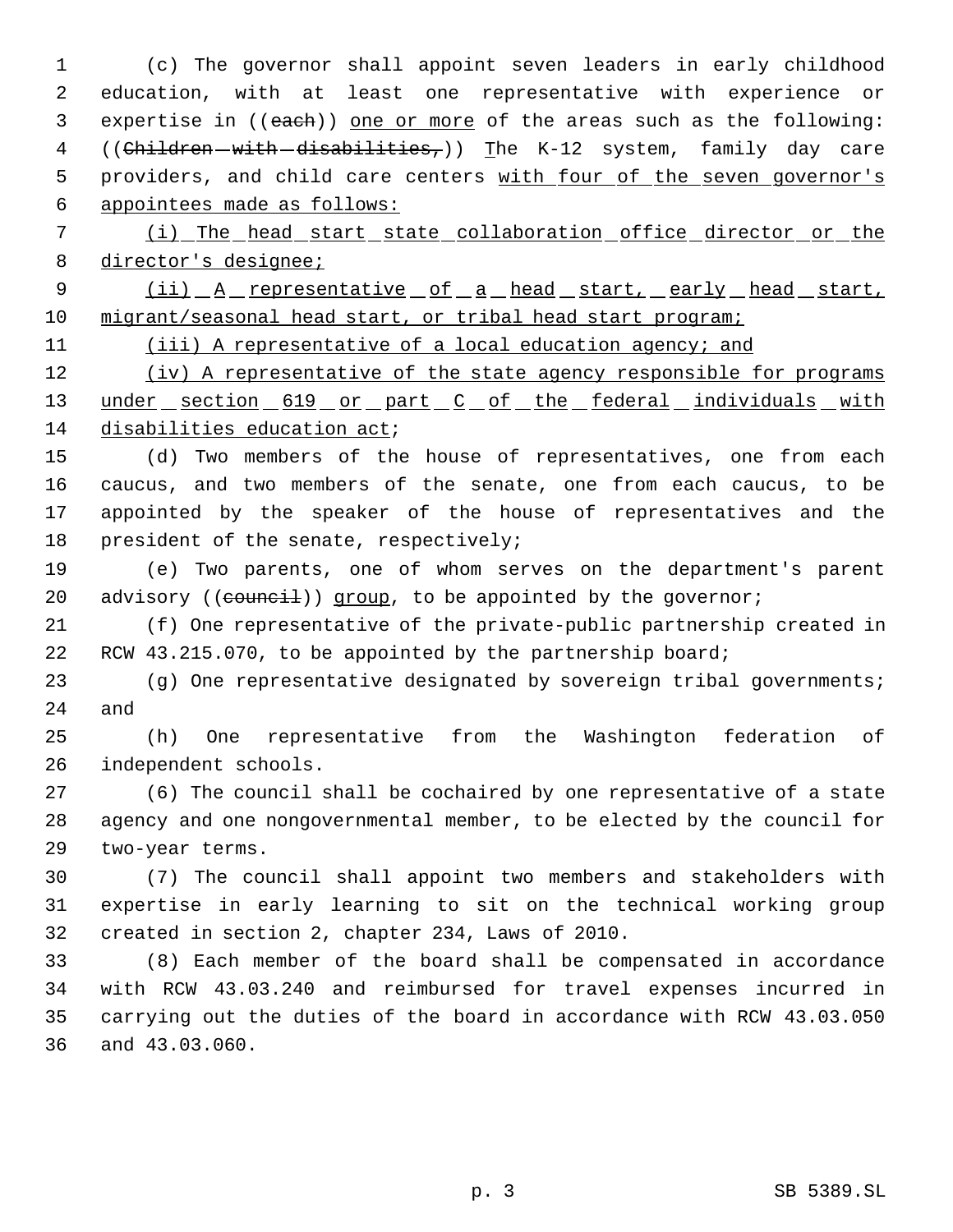(c) The governor shall appoint seven leaders in early childhood education, with at least one representative with experience or expertise in ((~~each~~)) <u>one or more</u> of the areas such as the following: ((~~Children with disabilities,~~)) <u>T</u>he K-12 system, family day care providers, and child care centers <u>with four of the seven governor's appointees made as follows:</u>

<u>(i) The head start state collaboration office director or the director's designee;</u>

<u>(ii) A representative of a head start, early head start, migrant/seasonal head start, or tribal head start program;</u>

<u>(iii) A representative of a local education agency; and</u>

<u>(iv) A representative of the state agency responsible for programs under section 619 or part C of the federal individuals with disabilities education act</u>;

(d) Two members of the house of representatives, one from each caucus, and two members of the senate, one from each caucus, to be appointed by the speaker of the house of representatives and the president of the senate, respectively;

(e) Two parents, one of whom serves on the department's parent advisory ((~~council~~)) <u>group</u>, to be appointed by the governor;

(f) One representative of the private-public partnership created in RCW 43.215.070, to be appointed by the partnership board;

(g) One representative designated by sovereign tribal governments; and

(h) One representative from the Washington federation of independent schools.

(6) The council shall be cochaired by one representative of a state agency and one nongovernmental member, to be elected by the council for two-year terms.

(7) The council shall appoint two members and stakeholders with expertise in early learning to sit on the technical working group created in section 2, chapter 234, Laws of 2010.

(8) Each member of the board shall be compensated in accordance with RCW 43.03.240 and reimbursed for travel expenses incurred in carrying out the duties of the board in accordance with RCW 43.03.050 and 43.03.060.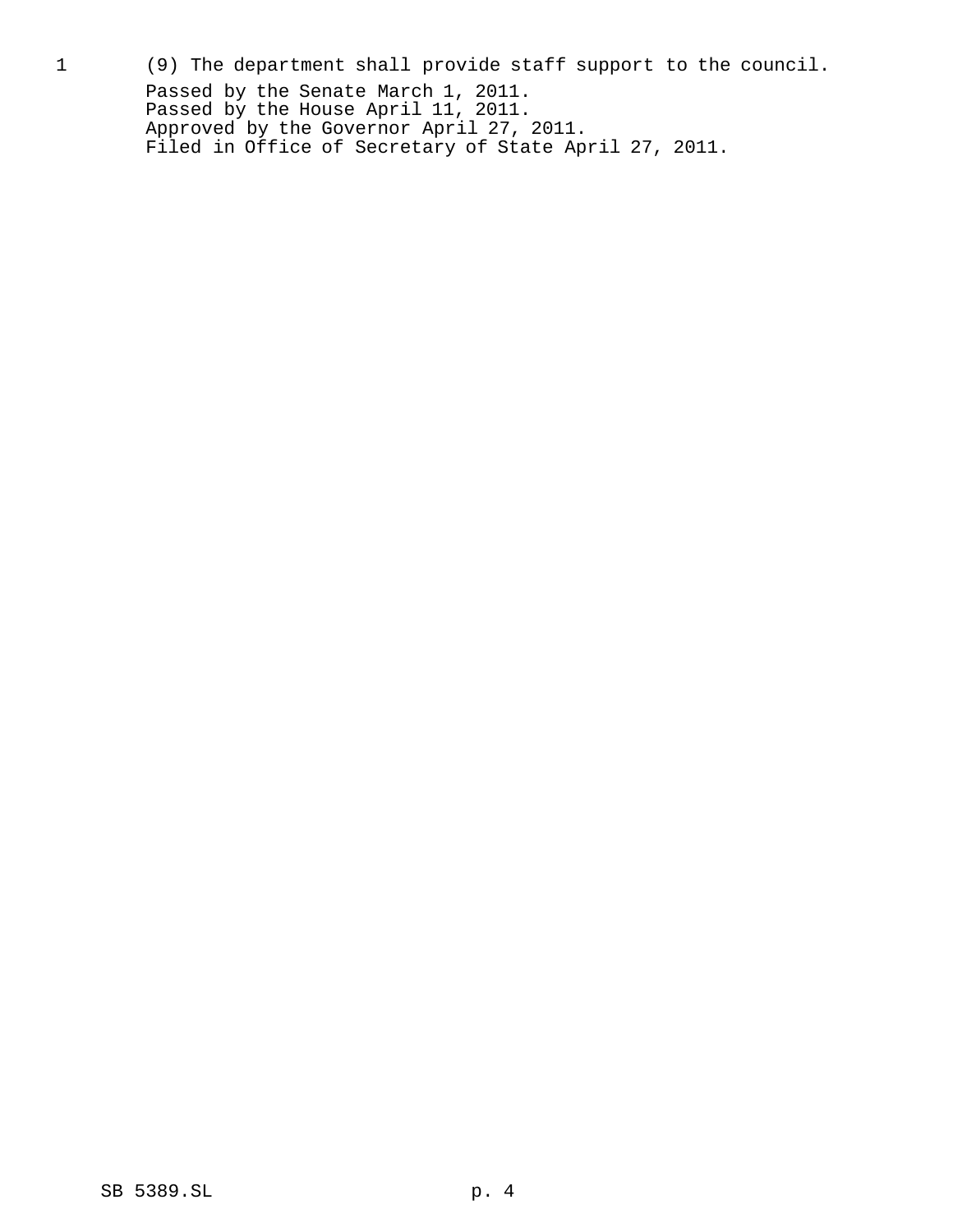(9) The department shall provide staff support to the council.

Passed by the Senate March 1, 2011.
Passed by the House April 11, 2011.
Approved by the Governor April 27, 2011.
Filed in Office of Secretary of State April 27, 2011.